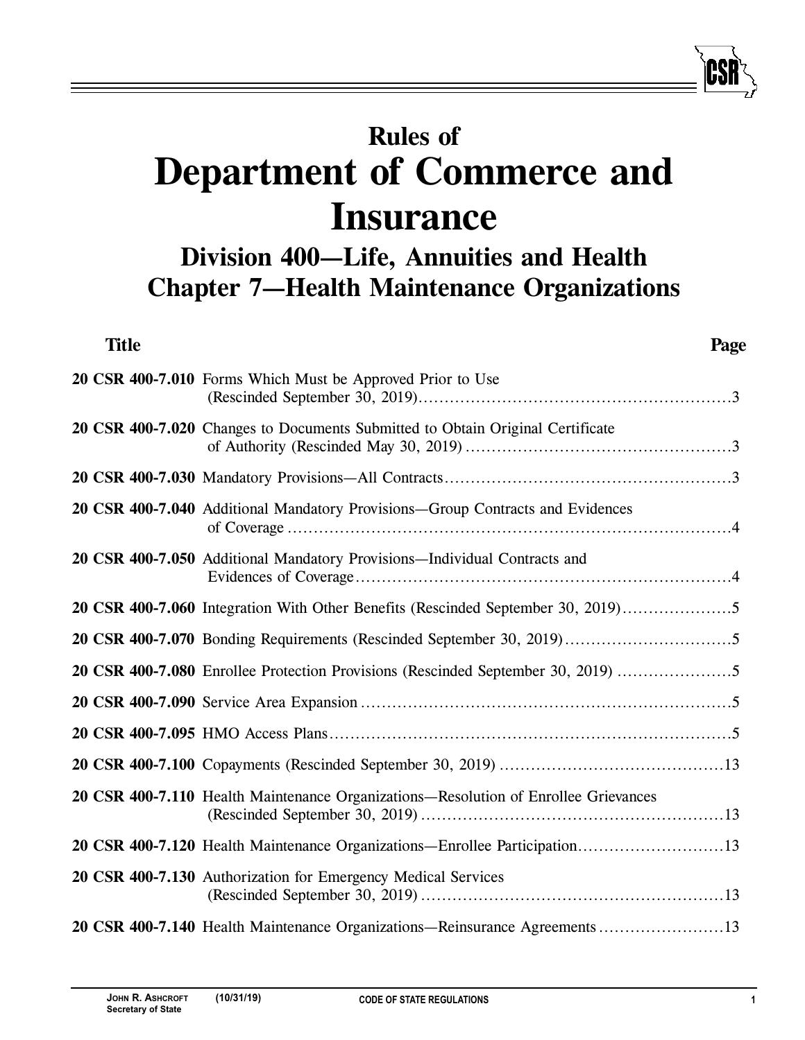# Rules of
# Department of Commerce and Insurance

## Division 400—Life, Annuities and Health
## Chapter 7—Health Maintenance Organizations

| Title | | Page |
|---|---|---|
| **20 CSR 400-7.010** | Forms Which Must be Approved Prior to Use (Rescinded September 30, 2019) | 3 |
| **20 CSR 400-7.020** | Changes to Documents Submitted to Obtain Original Certificate of Authority (Rescinded May 30, 2019) | 3 |
| **20 CSR 400-7.030** | Mandatory Provisions—All Contracts | 3 |
| **20 CSR 400-7.040** | Additional Mandatory Provisions—Group Contracts and Evidences of Coverage | 4 |
| **20 CSR 400-7.050** | Additional Mandatory Provisions—Individual Contracts and Evidences of Coverage | 4 |
| **20 CSR 400-7.060** | Integration With Other Benefits (Rescinded September 30, 2019) | 5 |
| **20 CSR 400-7.070** | Bonding Requirements (Rescinded September 30, 2019) | 5 |
| **20 CSR 400-7.080** | Enrollee Protection Provisions (Rescinded September 30, 2019) | 5 |
| **20 CSR 400-7.090** | Service Area Expansion | 5 |
| **20 CSR 400-7.095** | HMO Access Plans | 5 |
| **20 CSR 400-7.100** | Copayments (Rescinded September 30, 2019) | 13 |
| **20 CSR 400-7.110** | Health Maintenance Organizations—Resolution of Enrollee Grievances (Rescinded September 30, 2019) | 13 |
| **20 CSR 400-7.120** | Health Maintenance Organizations—Enrollee Participation | 13 |
| **20 CSR 400-7.130** | Authorization for Emergency Medical Services (Rescinded September 30, 2019) | 13 |
| **20 CSR 400-7.140** | Health Maintenance Organizations—Reinsurance Agreements | 13 |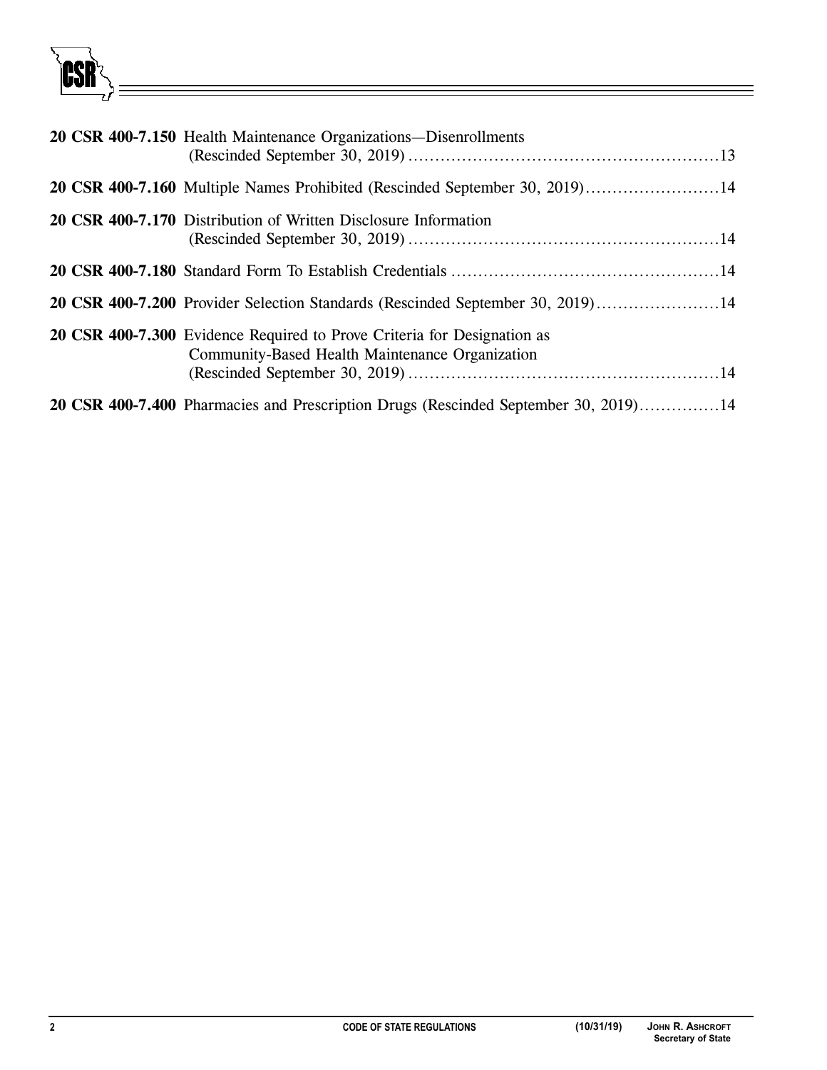**20 CSR 400-7.150** Health Maintenance Organizations—Disenrollments (Rescinded September 30, 2019) ..........13

**20 CSR 400-7.160** Multiple Names Prohibited (Rescinded September 30, 2019)..........14

**20 CSR 400-7.170** Distribution of Written Disclosure Information (Rescinded September 30, 2019) ..........14

**20 CSR 400-7.180** Standard Form To Establish Credentials ..........14

**20 CSR 400-7.200** Provider Selection Standards (Rescinded September 30, 2019)..........14

**20 CSR 400-7.300** Evidence Required to Prove Criteria for Designation as Community-Based Health Maintenance Organization (Rescinded September 30, 2019) ..........14

**20 CSR 400-7.400** Pharmacies and Prescription Drugs (Rescinded September 30, 2019)..........14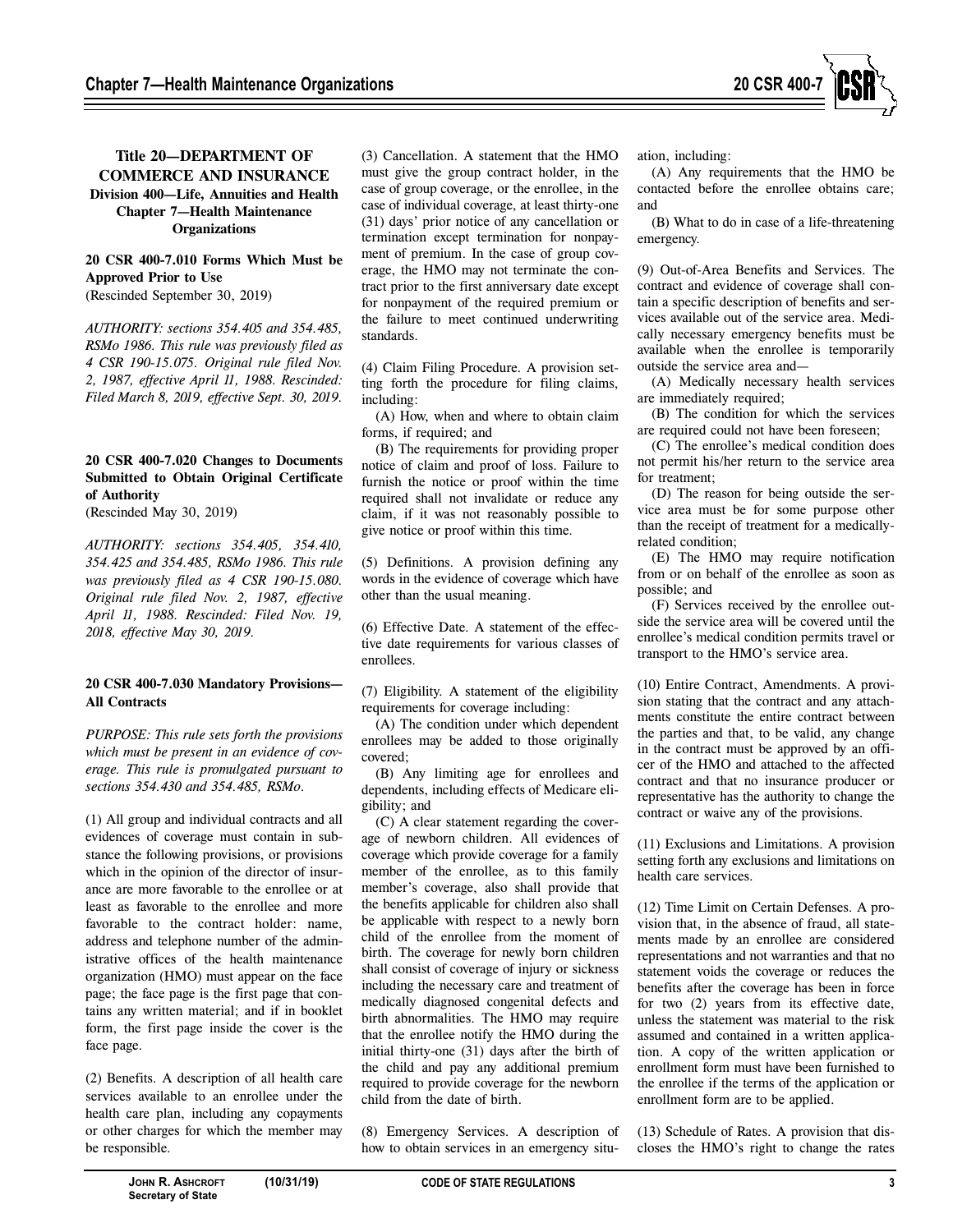## Title 20—DEPARTMENT OF COMMERCE AND INSURANCE
### Division 400—Life, Annuities and Health
### Chapter 7—Health Maintenance Organizations

**20 CSR 400-7.010 Forms Which Must be Approved Prior to Use**
(Rescinded September 30, 2019)

*AUTHORITY: sections 354.405 and 354.485, RSMo 1986. This rule was previously filed as 4 CSR 190-15.075. Original rule filed Nov. 2, 1987, effective April 11, 1988. Rescinded: Filed March 8, 2019, effective Sept. 30, 2019.*

**20 CSR 400-7.020 Changes to Documents Submitted to Obtain Original Certificate of Authority**
(Rescinded May 30, 2019)

*AUTHORITY: sections 354.405, 354.410, 354.425 and 354.485, RSMo 1986. This rule was previously filed as 4 CSR 190-15.080. Original rule filed Nov. 2, 1987, effective April 11, 1988. Rescinded: Filed Nov. 19, 2018, effective May 30, 2019.*

**20 CSR 400-7.030 Mandatory Provisions—All Contracts**

*PURPOSE: This rule sets forth the provisions which must be present in an evidence of coverage. This rule is promulgated pursuant to sections 354.430 and 354.485, RSMo.*

(1) All group and individual contracts and all evidences of coverage must contain in substance the following provisions, or provisions which in the opinion of the director of insurance are more favorable to the enrollee or at least as favorable to the enrollee and more favorable to the contract holder: name, address and telephone number of the administrative offices of the health maintenance organization (HMO) must appear on the face page; the face page is the first page that contains any written material; and if in booklet form, the first page inside the cover is the face page.

(2) Benefits. A description of all health care services available to an enrollee under the health care plan, including any copayments or other charges for which the member may be responsible.

(3) Cancellation. A statement that the HMO must give the group contract holder, in the case of group coverage, or the enrollee, in the case of individual coverage, at least thirty-one (31) days' prior notice of any cancellation or termination except termination for nonpayment of premium. In the case of group coverage, the HMO may not terminate the contract prior to the first anniversary date except for nonpayment of the required premium or the failure to meet continued underwriting standards.

(4) Claim Filing Procedure. A provision setting forth the procedure for filing claims, including:

(A) How, when and where to obtain claim forms, if required; and

(B) The requirements for providing proper notice of claim and proof of loss. Failure to furnish the notice or proof within the time required shall not invalidate or reduce any claim, if it was not reasonably possible to give notice or proof within this time.

(5) Definitions. A provision defining any words in the evidence of coverage which have other than the usual meaning.

(6) Effective Date. A statement of the effective date requirements for various classes of enrollees.

(7) Eligibility. A statement of the eligibility requirements for coverage including:

(A) The condition under which dependent enrollees may be added to those originally covered;

(B) Any limiting age for enrollees and dependents, including effects of Medicare eligibility; and

(C) A clear statement regarding the coverage of newborn children. All evidences of coverage which provide coverage for a family member of the enrollee, as to this family member's coverage, also shall provide that the benefits applicable for children also shall be applicable with respect to a newly born child of the enrollee from the moment of birth. The coverage for newly born children shall consist of coverage of injury or sickness including the necessary care and treatment of medically diagnosed congenital defects and birth abnormalities. The HMO may require that the enrollee notify the HMO during the initial thirty-one (31) days after the birth of the child and pay any additional premium required to provide coverage for the newborn child from the date of birth.

(8) Emergency Services. A description of how to obtain services in an emergency situation, including:

(A) Any requirements that the HMO be contacted before the enrollee obtains care; and

(B) What to do in case of a life-threatening emergency.

(9) Out-of-Area Benefits and Services. The contract and evidence of coverage shall contain a specific description of benefits and services available out of the service area. Medically necessary emergency benefits must be available when the enrollee is temporarily outside the service area and—

(A) Medically necessary health services are immediately required;

(B) The condition for which the services are required could not have been foreseen;

(C) The enrollee's medical condition does not permit his/her return to the service area for treatment;

(D) The reason for being outside the service area must be for some purpose other than the receipt of treatment for a medically-related condition;

(E) The HMO may require notification from or on behalf of the enrollee as soon as possible; and

(F) Services received by the enrollee outside the service area will be covered until the enrollee's medical condition permits travel or transport to the HMO's service area.

(10) Entire Contract, Amendments. A provision stating that the contract and any attachments constitute the entire contract between the parties and that, to be valid, any change in the contract must be approved by an officer of the HMO and attached to the affected contract and that no insurance producer or representative has the authority to change the contract or waive any of the provisions.

(11) Exclusions and Limitations. A provision setting forth any exclusions and limitations on health care services.

(12) Time Limit on Certain Defenses. A provision that, in the absence of fraud, all statements made by an enrollee are considered representations and not warranties and that no statement voids the coverage or reduces the benefits after the coverage has been in force for two (2) years from its effective date, unless the statement was material to the risk assumed and contained in a written application. A copy of the written application or enrollment form must have been furnished to the enrollee if the terms of the application or enrollment form are to be applied.

(13) Schedule of Rates. A provision that discloses the HMO's right to change the rates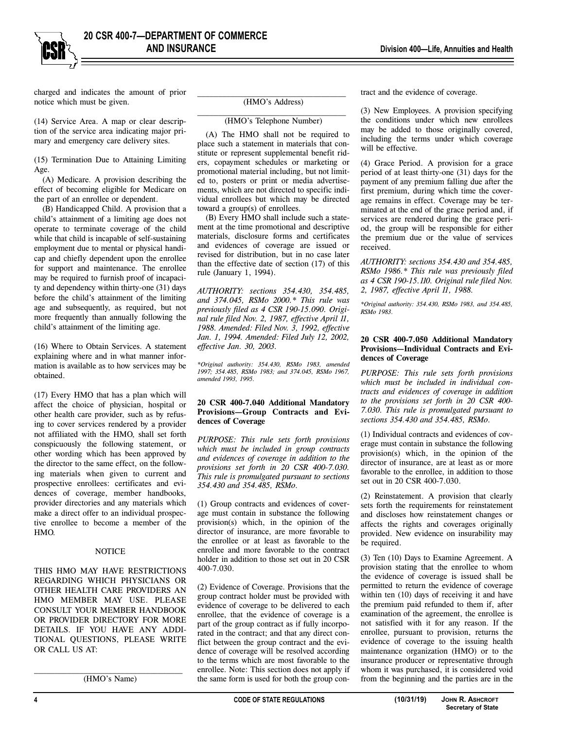charged and indicates the amount of prior notice which must be given.

(14) Service Area. A map or clear description of the service area indicating major primary and emergency care delivery sites.

(15) Termination Due to Attaining Limiting Age.

(A) Medicare. A provision describing the effect of becoming eligible for Medicare on the part of an enrollee or dependent.

(B) Handicapped Child. A provision that a child's attainment of a limiting age does not operate to terminate coverage of the child while that child is incapable of self-sustaining employment due to mental or physical handicap and chiefly dependent upon the enrollee for support and maintenance. The enrollee may be required to furnish proof of incapacity and dependency within thirty-one (31) days before the child's attainment of the limiting age and subsequently, as required, but not more frequently than annually following the child's attainment of the limiting age.

(16) Where to Obtain Services. A statement explaining where and in what manner information is available as to how services may be obtained.

(17) Every HMO that has a plan which will affect the choice of physician, hospital or other health care provider, such as by refusing to cover services rendered by a provider not affiliated with the HMO, shall set forth conspicuously the following statement, or other wording which has been approved by the director to the same effect, on the following materials when given to current and prospective enrollees: certificates and evidences of coverage, member handbooks, provider directories and any materials which make a direct offer to an individual prospective enrollee to become a member of the HMO.

NOTICE

THIS HMO MAY HAVE RESTRICTIONS REGARDING WHICH PHYSICIANS OR OTHER HEALTH CARE PROVIDERS AN HMO MEMBER MAY USE. PLEASE CONSULT YOUR MEMBER HANDBOOK OR PROVIDER DIRECTORY FOR MORE DETAILS. IF YOU HAVE ANY ADDITIONAL QUESTIONS, PLEASE WRITE OR CALL US AT:

\_\_\_\_\_\_\_\_\_\_\_\_\_\_\_\_\_\_\_\_\_\_\_\_\_\_\_\_\_\_\_\_\_\_\_\_
(HMO's Name)

\_\_\_\_\_\_\_\_\_\_\_\_\_\_\_\_\_\_\_\_\_\_\_\_\_\_\_\_\_\_\_\_\_\_\_\_
(HMO's Address)

\_\_\_\_\_\_\_\_\_\_\_\_\_\_\_\_\_\_\_\_\_\_\_\_\_\_\_\_\_\_\_\_\_\_\_\_
(HMO's Telephone Number)

(A) The HMO shall not be required to place such a statement in materials that constitute or represent supplemental benefit riders, copayment schedules or marketing or promotional material including, but not limited to, posters or print or media advertisements, which are not directed to specific individual enrollees but which may be directed toward a group(s) of enrollees.

(B) Every HMO shall include such a statement at the time promotional and descriptive materials, disclosure forms and certificates and evidences of coverage are issued or revised for distribution, but in no case later than the effective date of section (17) of this rule (January 1, 1994).

*AUTHORITY: sections 354.430, 354.485, and 374.045, RSMo 2000.\* This rule was previously filed as 4 CSR 190-15.090. Original rule filed Nov. 2, 1987, effective April 11, 1988. Amended: Filed Nov. 3, 1992, effective Jan. 1, 1994. Amended: Filed July 12, 2002, effective Jan. 30, 2003.*

*\*Original authority: 354.430, RSMo 1983, amended 1997; 354.485, RSMo 1983; and 374.045, RSMo 1967, amended 1993, 1995.*

**20 CSR 400-7.040 Additional Mandatory Provisions—Group Contracts and Evidences of Coverage**

*PURPOSE: This rule sets forth provisions which must be included in group contracts and evidences of coverage in addition to the provisions set forth in 20 CSR 400-7.030. This rule is promulgated pursuant to sections 354.430 and 354.485, RSMo.*

(1) Group contracts and evidences of coverage must contain in substance the following provision(s) which, in the opinion of the director of insurance, are more favorable to the enrollee or at least as favorable to the enrollee and more favorable to the contract holder in addition to those set out in 20 CSR 400-7.030.

(2) Evidence of Coverage. Provisions that the group contract holder must be provided with evidence of coverage to be delivered to each enrollee, that the evidence of coverage is a part of the group contract as if fully incorporated in the contract; and that any direct conflict between the group contract and the evidence of coverage will be resolved according to the terms which are most favorable to the enrollee. Note: This section does not apply if the same form is used for both the group contract and the evidence of coverage.

(3) New Employees. A provision specifying the conditions under which new enrollees may be added to those originally covered, including the terms under which coverage will be effective.

(4) Grace Period. A provision for a grace period of at least thirty-one (31) days for the payment of any premium falling due after the first premium, during which time the coverage remains in effect. Coverage may be terminated at the end of the grace period and, if services are rendered during the grace period, the group will be responsible for either the premium due or the value of services received.

*AUTHORITY: sections 354.430 and 354.485, RSMo 1986.\* This rule was previously filed as 4 CSR 190-15.110. Original rule filed Nov. 2, 1987, effective April 11, 1988.*

*\*Original authority: 354.430, RSMo 1983, and 354.485, RSMo 1983.*

**20 CSR 400-7.050 Additional Mandatory Provisions—Individual Contracts and Evidences of Coverage**

*PURPOSE: This rule sets forth provisions which must be included in individual contracts and evidences of coverage in addition to the provisions set forth in 20 CSR 400-7.030. This rule is promulgated pursuant to sections 354.430 and 354.485, RSMo.*

(1) Individual contracts and evidences of coverage must contain in substance the following provision(s) which, in the opinion of the director of insurance, are at least as or more favorable to the enrollee, in addition to those set out in 20 CSR 400-7.030.

(2) Reinstatement. A provision that clearly sets forth the requirements for reinstatement and discloses how reinstatement changes or affects the rights and coverages originally provided. New evidence on insurability may be required.

(3) Ten (10) Days to Examine Agreement. A provision stating that the enrollee to whom the evidence of coverage is issued shall be permitted to return the evidence of coverage within ten (10) days of receiving it and have the premium paid refunded to them if, after examination of the agreement, the enrollee is not satisfied with it for any reason. If the enrollee, pursuant to provision, returns the evidence of coverage to the issuing health maintenance organization (HMO) or to the insurance producer or representative through whom it was purchased, it is considered void from the beginning and the parties are in the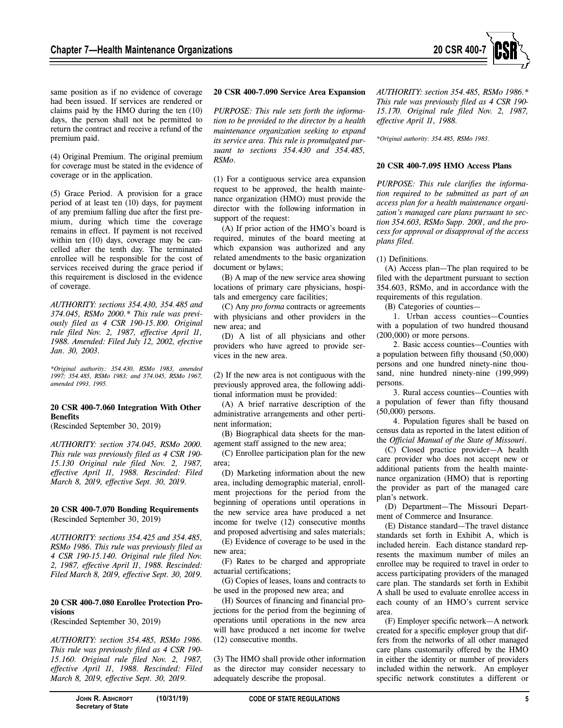same position as if no evidence of coverage had been issued. If services are rendered or claims paid by the HMO during the ten (10) days, the person shall not be permitted to return the contract and receive a refund of the premium paid.

(4) Original Premium. The original premium for coverage must be stated in the evidence of coverage or in the application.

(5) Grace Period. A provision for a grace period of at least ten (10) days, for payment of any premium falling due after the first premium, during which time the coverage remains in effect. If payment is not received within ten (10) days, coverage may be cancelled after the tenth day. The terminated enrollee will be responsible for the cost of services received during the grace period if this requirement is disclosed in the evidence of coverage.

*AUTHORITY: sections 354.430, 354.485 and 374.045, RSMo 2000.\* This rule was previously filed as 4 CSR 190-15.100. Original rule filed Nov. 2, 1987, effective April 11, 1988. Amended: Filed July 12, 2002, efective Jan. 30, 2003.*

*\*Original authority: 354.430, RSMo 1983, amended 1997; 354.485, RSMo 1983; and 374.045, RSMo 1967, amended 1993, 1995.*

### 20 CSR 400-7.060 Integration With Other Benefits

(Rescinded September 30, 2019)

*AUTHORITY: section 374.045, RSMo 2000. This rule was previously filed as 4 CSR 190-15.130 Original rule filed Nov. 2, 1987, effective April 11, 1988. Rescinded: Filed March 8, 2019, effective Sept. 30, 2019.*

### 20 CSR 400-7.070 Bonding Requirements

(Rescinded September 30, 2019)

*AUTHORITY: sections 354.425 and 354.485, RSMo 1986. This rule was previously filed as 4 CSR 190-15.140. Original rule filed Nov. 2, 1987, effective April 11, 1988. Rescinded: Filed March 8, 2019, effective Sept. 30, 2019.*

### 20 CSR 400-7.080 Enrollee Protection Provisions

(Rescinded September 30, 2019)

*AUTHORITY: section 354.485, RSMo 1986. This rule was previously filed as 4 CSR 190-15.160. Original rule filed Nov. 2, 1987, effective April 11, 1988. Rescinded: Filed March 8, 2019, effective Sept. 30, 2019.*

### 20 CSR 400-7.090 Service Area Expansion

*PURPOSE: This rule sets forth the information to be provided to the director by a health maintenance organization seeking to expand its service area. This rule is promulgated pursuant to sections 354.430 and 354.485, RSMo.*

(1) For a contiguous service area expansion request to be approved, the health maintenance organization (HMO) must provide the director with the following information in support of the request:

(A) If prior action of the HMO's board is required, minutes of the board meeting at which expansion was authorized and any related amendments to the basic organization document or bylaws;

(B) A map of the new service area showing locations of primary care physicians, hospitals and emergency care facilities;

(C) Any *pro forma* contracts or agreements with physicians and other providers in the new area; and

(D) A list of all physicians and other providers who have agreed to provide services in the new area.

(2) If the new area is not contiguous with the previously approved area, the following additional information must be provided:

(A) A brief narrative description of the administrative arrangements and other pertinent information;

(B) Biographical data sheets for the management staff assigned to the new area;

(C) Enrollee participation plan for the new area;

(D) Marketing information about the new area, including demographic material, enrollment projections for the period from the beginning of operations until operations in the new service area have produced a net income for twelve (12) consecutive months and proposed advertising and sales materials;

(E) Evidence of coverage to be used in the new area;

(F) Rates to be charged and appropriate actuarial certifications;

(G) Copies of leases, loans and contracts to be used in the proposed new area; and

(H) Sources of financing and financial projections for the period from the beginning of operations until operations in the new area will have produced a net income for twelve (12) consecutive months.

(3) The HMO shall provide other information as the director may consider necessary to adequately describe the proposal.

*AUTHORITY: section 354.485, RSMo 1986.\* This rule was previously filed as 4 CSR 190-15.170. Original rule filed Nov. 2, 1987, effective April 11, 1988.*

*\*Original authority: 354.485, RSMo 1983.*

### 20 CSR 400-7.095 HMO Access Plans

*PURPOSE: This rule clarifies the information required to be submitted as part of an access plan for a health maintenance organization's managed care plans pursuant to section 354.603, RSMo Supp. 2001, and the process for approval or disapproval of the access plans filed.*

(1) Definitions.

(A) Access plan—The plan required to be filed with the department pursuant to section 354.603, RSMo, and in accordance with the requirements of this regulation.

(B) Categories of counties—

1. Urban access counties—Counties with a population of two hundred thousand (200,000) or more persons.

2. Basic access counties—Counties with a population between fifty thousand (50,000) persons and one hundred ninety-nine thousand, nine hundred ninety-nine (199,999) persons.

3. Rural access counties—Counties with a population of fewer than fifty thousand (50,000) persons.

4. Population figures shall be based on census data as reported in the latest edition of the *Official Manual of the State of Missouri*.

(C) Closed practice provider—A health care provider who does not accept new or additional patients from the health maintenance organization (HMO) that is reporting the provider as part of the managed care plan's network.

(D) Department—The Missouri Department of Commerce and Insurance.

(E) Distance standard—The travel distance standards set forth in Exhibit A, which is included herein. Each distance standard represents the maximum number of miles an enrollee may be required to travel in order to access participating providers of the managed care plan. The standards set forth in Exhibit A shall be used to evaluate enrollee access in each county of an HMO's current service area.

(F) Employer specific network—A network created for a specific employer group that differs from the networks of all other managed care plans customarily offered by the HMO in either the identity or number of providers included within the network. An employer specific network constitutes a different or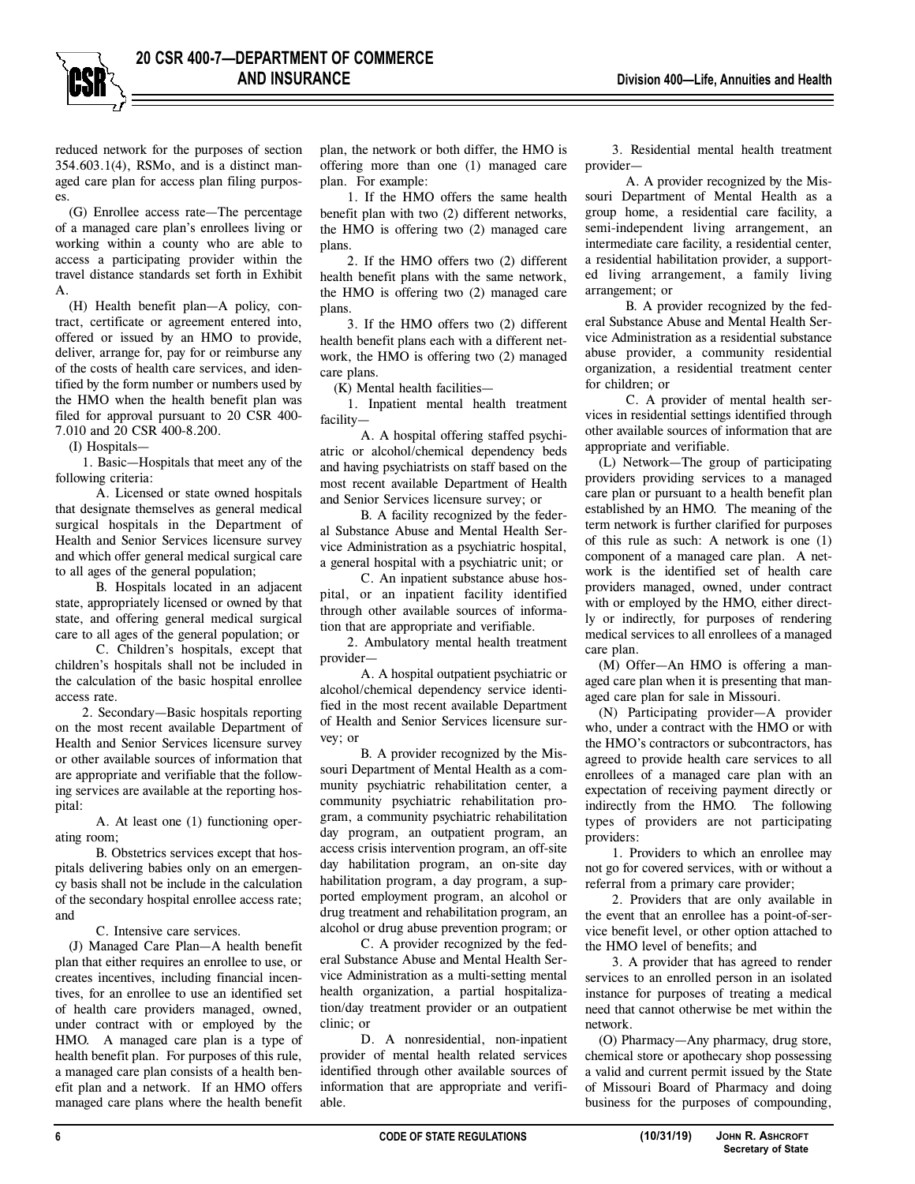reduced network for the purposes of section 354.603.1(4), RSMo, and is a distinct managed care plan for access plan filing purposes.

(G) Enrollee access rate—The percentage of a managed care plan's enrollees living or working within a county who are able to access a participating provider within the travel distance standards set forth in Exhibit A.

(H) Health benefit plan—A policy, contract, certificate or agreement entered into, offered or issued by an HMO to provide, deliver, arrange for, pay for or reimburse any of the costs of health care services, and identified by the form number or numbers used by the HMO when the health benefit plan was filed for approval pursuant to 20 CSR 400-7.010 and 20 CSR 400-8.200.

(I) Hospitals—

1. Basic—Hospitals that meet any of the following criteria:

A. Licensed or state owned hospitals that designate themselves as general medical surgical hospitals in the Department of Health and Senior Services licensure survey and which offer general medical surgical care to all ages of the general population;

B. Hospitals located in an adjacent state, appropriately licensed or owned by that state, and offering general medical surgical care to all ages of the general population; or

C. Children's hospitals, except that children's hospitals shall not be included in the calculation of the basic hospital enrollee access rate.

2. Secondary—Basic hospitals reporting on the most recent available Department of Health and Senior Services licensure survey or other available sources of information that are appropriate and verifiable that the following services are available at the reporting hospital:

A. At least one (1) functioning operating room;

B. Obstetrics services except that hospitals delivering babies only on an emergency basis shall not be include in the calculation of the secondary hospital enrollee access rate; and

C. Intensive care services.

(J) Managed Care Plan—A health benefit plan that either requires an enrollee to use, or creates incentives, including financial incentives, for an enrollee to use an identified set of health care providers managed, owned, under contract with or employed by the HMO. A managed care plan is a type of health benefit plan. For purposes of this rule, a managed care plan consists of a health benefit plan and a network. If an HMO offers managed care plans where the health benefit plan, the network or both differ, the HMO is offering more than one (1) managed care plan. For example:

1. If the HMO offers the same health benefit plan with two (2) different networks, the HMO is offering two (2) managed care plans.

2. If the HMO offers two (2) different health benefit plans with the same network, the HMO is offering two (2) managed care plans.

3. If the HMO offers two (2) different health benefit plans each with a different network, the HMO is offering two (2) managed care plans.

(K) Mental health facilities—

1. Inpatient mental health treatment facility—

A. A hospital offering staffed psychiatric or alcohol/chemical dependency beds and having psychiatrists on staff based on the most recent available Department of Health and Senior Services licensure survey; or

B. A facility recognized by the federal Substance Abuse and Mental Health Service Administration as a psychiatric hospital, a general hospital with a psychiatric unit; or

C. An inpatient substance abuse hospital, or an inpatient facility identified through other available sources of information that are appropriate and verifiable.

2. Ambulatory mental health treatment provider—

A. A hospital outpatient psychiatric or alcohol/chemical dependency service identified in the most recent available Department of Health and Senior Services licensure survey; or

B. A provider recognized by the Missouri Department of Mental Health as a community psychiatric rehabilitation center, a community psychiatric rehabilitation program, a community psychiatric rehabilitation day program, an outpatient program, an access crisis intervention program, an off-site day habilitation program, an on-site day habilitation program, a day program, a supported employment program, an alcohol or drug treatment and rehabilitation program, an alcohol or drug abuse prevention program; or

C. A provider recognized by the federal Substance Abuse and Mental Health Service Administration as a multi-setting mental health organization, a partial hospitalization/day treatment provider or an outpatient clinic; or

D. A nonresidential, non-inpatient provider of mental health related services identified through other available sources of information that are appropriate and verifiable.

3. Residential mental health treatment provider—

A. A provider recognized by the Missouri Department of Mental Health as a group home, a residential care facility, a semi-independent living arrangement, an intermediate care facility, a residential center, a residential habilitation provider, a supported living arrangement, a family living arrangement; or

B. A provider recognized by the federal Substance Abuse and Mental Health Service Administration as a residential substance abuse provider, a community residential organization, a residential treatment center for children; or

C. A provider of mental health services in residential settings identified through other available sources of information that are appropriate and verifiable.

(L) Network—The group of participating providers providing services to a managed care plan or pursuant to a health benefit plan established by an HMO. The meaning of the term network is further clarified for purposes of this rule as such: A network is one (1) component of a managed care plan. A network is the identified set of health care providers managed, owned, under contract with or employed by the HMO, either directly or indirectly, for purposes of rendering medical services to all enrollees of a managed care plan.

(M) Offer—An HMO is offering a managed care plan when it is presenting that managed care plan for sale in Missouri.

(N) Participating provider—A provider who, under a contract with the HMO or with the HMO's contractors or subcontractors, has agreed to provide health care services to all enrollees of a managed care plan with an expectation of receiving payment directly or indirectly from the HMO. The following types of providers are not participating providers:

1. Providers to which an enrollee may not go for covered services, with or without a referral from a primary care provider;

2. Providers that are only available in the event that an enrollee has a point-of-service benefit level, or other option attached to the HMO level of benefits; and

3. A provider that has agreed to render services to an enrolled person in an isolated instance for purposes of treating a medical need that cannot otherwise be met within the network.

(O) Pharmacy—Any pharmacy, drug store, chemical store or apothecary shop possessing a valid and current permit issued by the State of Missouri Board of Pharmacy and doing business for the purposes of compounding,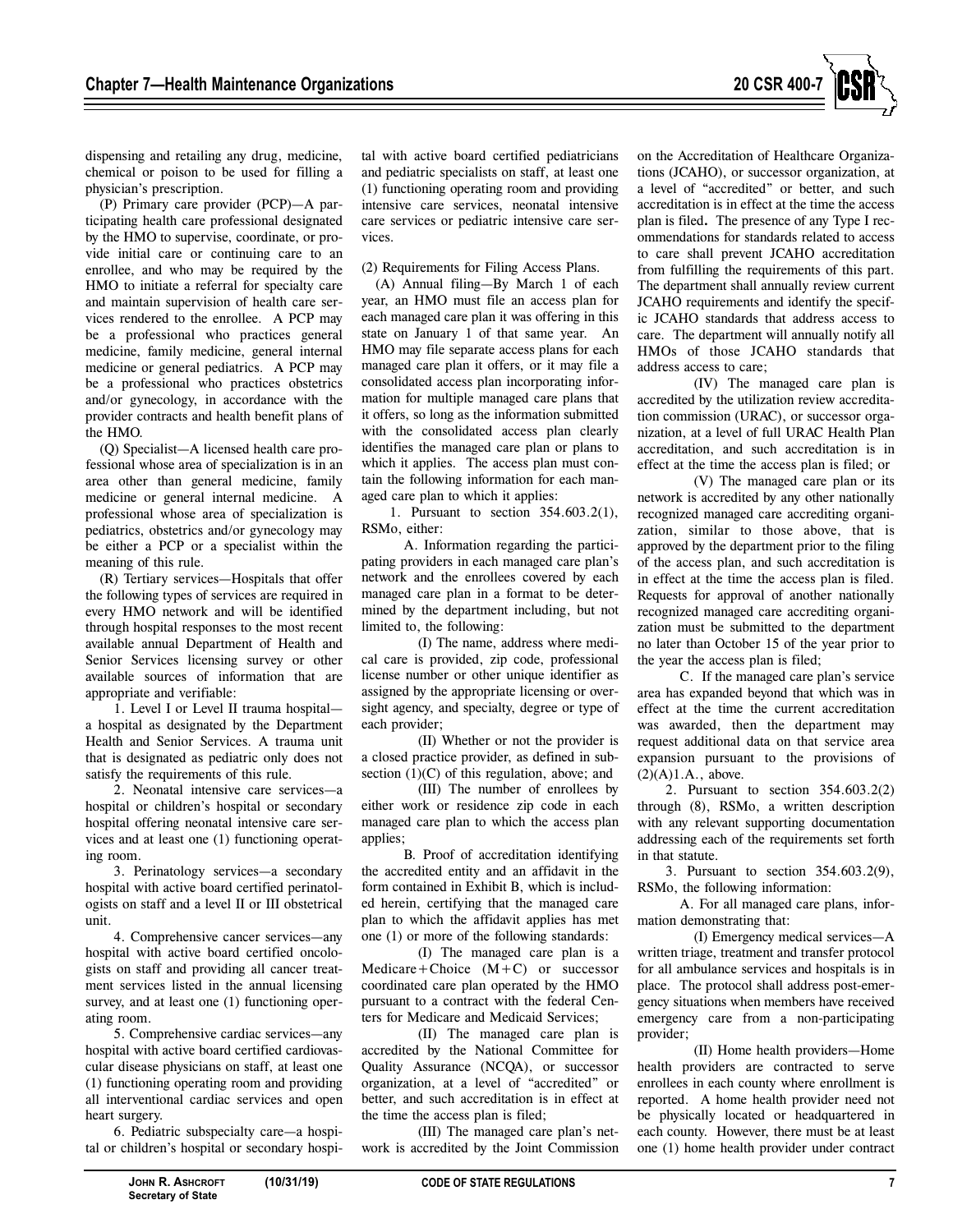dispensing and retailing any drug, medicine, chemical or poison to be used for filling a physician's prescription.

(P) Primary care provider (PCP)—A participating health care professional designated by the HMO to supervise, coordinate, or provide initial care or continuing care to an enrollee, and who may be required by the HMO to initiate a referral for specialty care and maintain supervision of health care services rendered to the enrollee. A PCP may be a professional who practices general medicine, family medicine, general internal medicine or general pediatrics. A PCP may be a professional who practices obstetrics and/or gynecology, in accordance with the provider contracts and health benefit plans of the HMO.

(Q) Specialist—A licensed health care professional whose area of specialization is in an area other than general medicine, family medicine or general internal medicine. A professional whose area of specialization is pediatrics, obstetrics and/or gynecology may be either a PCP or a specialist within the meaning of this rule.

(R) Tertiary services—Hospitals that offer the following types of services are required in every HMO network and will be identified through hospital responses to the most recent available annual Department of Health and Senior Services licensing survey or other available sources of information that are appropriate and verifiable:

1. Level I or Level II trauma hospital—a hospital as designated by the Department Health and Senior Services. A trauma unit that is designated as pediatric only does not satisfy the requirements of this rule.

2. Neonatal intensive care services—a hospital or children's hospital or secondary hospital offering neonatal intensive care services and at least one (1) functioning operating room.

3. Perinatology services—a secondary hospital with active board certified perinatologists on staff and a level II or III obstetrical unit.

4. Comprehensive cancer services—any hospital with active board certified oncologists on staff and providing all cancer treatment services listed in the annual licensing survey, and at least one (1) functioning operating room.

5. Comprehensive cardiac services—any hospital with active board certified cardiovascular disease physicians on staff, at least one (1) functioning operating room and providing all interventional cardiac services and open heart surgery.

6. Pediatric subspecialty care—a hospital or children's hospital or secondary hospital with active board certified pediatricians and pediatric specialists on staff, at least one (1) functioning operating room and providing intensive care services, neonatal intensive care services or pediatric intensive care services.

(2) Requirements for Filing Access Plans.

(A) Annual filing—By March 1 of each year, an HMO must file an access plan for each managed care plan it was offering in this state on January 1 of that same year. An HMO may file separate access plans for each managed care plan it offers, or it may file a consolidated access plan incorporating information for multiple managed care plans that it offers, so long as the information submitted with the consolidated access plan clearly identifies the managed care plan or plans to which it applies. The access plan must contain the following information for each managed care plan to which it applies:

1. Pursuant to section 354.603.2(1), RSMo, either:

A. Information regarding the participating providers in each managed care plan's network and the enrollees covered by each managed care plan in a format to be determined by the department including, but not limited to, the following:

(I) The name, address where medical care is provided, zip code, professional license number or other unique identifier as assigned by the appropriate licensing or oversight agency, and specialty, degree or type of each provider;

(II) Whether or not the provider is a closed practice provider, as defined in subsection (1)(C) of this regulation, above; and

(III) The number of enrollees by either work or residence zip code in each managed care plan to which the access plan applies;

B. Proof of accreditation identifying the accredited entity and an affidavit in the form contained in Exhibit B, which is included herein, certifying that the managed care plan to which the affidavit applies has met one (1) or more of the following standards:

(I) The managed care plan is a Medicare+Choice (M+C) or successor coordinated care plan operated by the HMO pursuant to a contract with the federal Centers for Medicare and Medicaid Services;

(II) The managed care plan is accredited by the National Committee for Quality Assurance (NCQA), or successor organization, at a level of "accredited" or better, and such accreditation is in effect at the time the access plan is filed;

(III) The managed care plan's network is accredited by the Joint Commission on the Accreditation of Healthcare Organizations (JCAHO), or successor organization, at a level of "accredited" or better, and such accreditation is in effect at the time the access plan is filed. The presence of any Type I recommendations for standards related to access to care shall prevent JCAHO accreditation from fulfilling the requirements of this part. The department shall annually review current JCAHO requirements and identify the specific JCAHO standards that address access to care. The department will annually notify all HMOs of those JCAHO standards that address access to care;

(IV) The managed care plan is accredited by the utilization review accreditation commission (URAC), or successor organization, at a level of full URAC Health Plan accreditation, and such accreditation is in effect at the time the access plan is filed; or

(V) The managed care plan or its network is accredited by any other nationally recognized managed care accrediting organization, similar to those above, that is approved by the department prior to the filing of the access plan, and such accreditation is in effect at the time the access plan is filed. Requests for approval of another nationally recognized managed care accrediting organization must be submitted to the department no later than October 15 of the year prior to the year the access plan is filed;

C. If the managed care plan's service area has expanded beyond that which was in effect at the time the current accreditation was awarded, then the department may request additional data on that service area expansion pursuant to the provisions of (2)(A)1.A., above.

2. Pursuant to section 354.603.2(2) through (8), RSMo, a written description with any relevant supporting documentation addressing each of the requirements set forth in that statute.

3. Pursuant to section 354.603.2(9), RSMo, the following information:

A. For all managed care plans, information demonstrating that:

(I) Emergency medical services—A written triage, treatment and transfer protocol for all ambulance services and hospitals is in place. The protocol shall address post-emergency situations when members have received emergency care from a non-participating provider;

(II) Home health providers—Home health providers are contracted to serve enrollees in each county where enrollment is reported. A home health provider need not be physically located or headquartered in each county. However, there must be at least one (1) home health provider under contract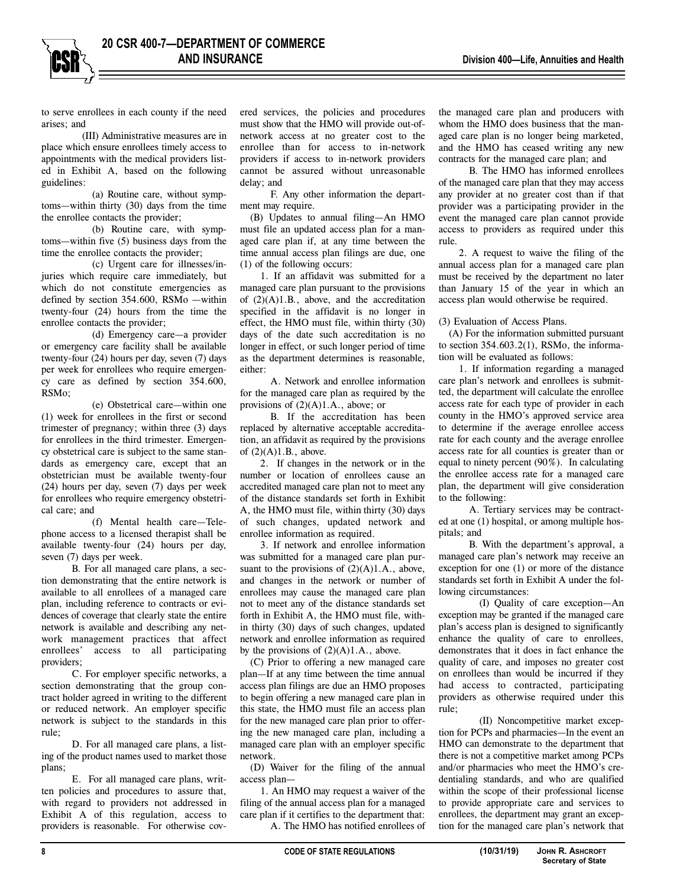to serve enrollees in each county if the need arises; and

(III) Administrative measures are in place which ensure enrollees timely access to appointments with the medical providers listed in Exhibit A, based on the following guidelines:

(a) Routine care, without symptoms—within thirty (30) days from the time the enrollee contacts the provider;

(b) Routine care, with symptoms—within five (5) business days from the time the enrollee contacts the provider;

(c) Urgent care for illnesses/injuries which require care immediately, but which do not constitute emergencies as defined by section 354.600, RSMo —within twenty-four (24) hours from the time the enrollee contacts the provider;

(d) Emergency care—a provider or emergency care facility shall be available twenty-four (24) hours per day, seven (7) days per week for enrollees who require emergency care as defined by section 354.600, RSMo;

(e) Obstetrical care—within one (1) week for enrollees in the first or second trimester of pregnancy; within three (3) days for enrollees in the third trimester. Emergency obstetrical care is subject to the same standards as emergency care, except that an obstetrician must be available twenty-four (24) hours per day, seven (7) days per week for enrollees who require emergency obstetrical care; and

(f) Mental health care—Telephone access to a licensed therapist shall be available twenty-four (24) hours per day, seven (7) days per week.

B. For all managed care plans, a section demonstrating that the entire network is available to all enrollees of a managed care plan, including reference to contracts or evidences of coverage that clearly state the entire network is available and describing any network management practices that affect enrollees' access to all participating providers;

C. For employer specific networks, a section demonstrating that the group contract holder agreed in writing to the different or reduced network. An employer specific network is subject to the standards in this rule;

D. For all managed care plans, a listing of the product names used to market those plans;

E. For all managed care plans, written policies and procedures to assure that, with regard to providers not addressed in Exhibit A of this regulation, access to providers is reasonable. For otherwise covered services, the policies and procedures must show that the HMO will provide out-of-network access at no greater cost to the enrollee than for access to in-network providers if access to in-network providers cannot be assured without unreasonable delay; and

F. Any other information the department may require.

(B) Updates to annual filing—An HMO must file an updated access plan for a managed care plan if, at any time between the time annual access plan filings are due, one (1) of the following occurs:

1. If an affidavit was submitted for a managed care plan pursuant to the provisions of (2)(A)1.B., above, and the accreditation specified in the affidavit is no longer in effect, the HMO must file, within thirty (30) days of the date such accreditation is no longer in effect, or such longer period of time as the department determines is reasonable, either:

A. Network and enrollee information for the managed care plan as required by the provisions of (2)(A)1.A., above; or

B. If the accreditation has been replaced by alternative acceptable accreditation, an affidavit as required by the provisions of (2)(A)1.B., above.

2. If changes in the network or in the number or location of enrollees cause an accredited managed care plan not to meet any of the distance standards set forth in Exhibit A, the HMO must file, within thirty (30) days of such changes, updated network and enrollee information as required.

3. If network and enrollee information was submitted for a managed care plan pursuant to the provisions of (2)(A)1.A., above, and changes in the network or number of enrollees may cause the managed care plan not to meet any of the distance standards set forth in Exhibit A, the HMO must file, within thirty (30) days of such changes, updated network and enrollee information as required by the provisions of (2)(A)1.A., above.

(C) Prior to offering a new managed care plan—If at any time between the time annual access plan filings are due an HMO proposes to begin offering a new managed care plan in this state, the HMO must file an access plan for the new managed care plan prior to offering the new managed care plan, including a managed care plan with an employer specific network.

(D) Waiver for the filing of the annual access plan—

1. An HMO may request a waiver of the filing of the annual access plan for a managed care plan if it certifies to the department that:

A. The HMO has notified enrollees of the managed care plan and producers with whom the HMO does business that the managed care plan is no longer being marketed, and the HMO has ceased writing any new contracts for the managed care plan; and

B. The HMO has informed enrollees of the managed care plan that they may access any provider at no greater cost than if that provider was a participating provider in the event the managed care plan cannot provide access to providers as required under this rule.

2. A request to waive the filing of the annual access plan for a managed care plan must be received by the department no later than January 15 of the year in which an access plan would otherwise be required.

(3) Evaluation of Access Plans.

(A) For the information submitted pursuant to section 354.603.2(1), RSMo, the information will be evaluated as follows:

1. If information regarding a managed care plan's network and enrollees is submitted, the department will calculate the enrollee access rate for each type of provider in each county in the HMO's approved service area to determine if the average enrollee access rate for each county and the average enrollee access rate for all counties is greater than or equal to ninety percent (90%). In calculating the enrollee access rate for a managed care plan, the department will give consideration to the following:

A. Tertiary services may be contracted at one (1) hospital, or among multiple hospitals; and

B. With the department's approval, a managed care plan's network may receive an exception for one (1) or more of the distance standards set forth in Exhibit A under the following circumstances:

(I) Quality of care exception—An exception may be granted if the managed care plan's access plan is designed to significantly enhance the quality of care to enrollees, demonstrates that it does in fact enhance the quality of care, and imposes no greater cost on enrollees than would be incurred if they had access to contracted, participating providers as otherwise required under this rule;

(II) Noncompetitive market exception for PCPs and pharmacies—In the event an HMO can demonstrate to the department that there is not a competitive market among PCPs and/or pharmacies who meet the HMO's credentialing standards, and who are qualified within the scope of their professional license to provide appropriate care and services to enrollees, the department may grant an exception for the managed care plan's network that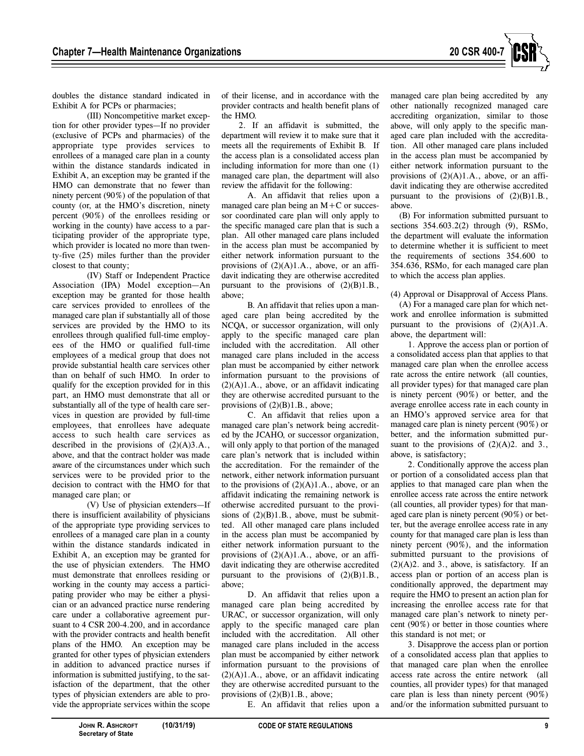doubles the distance standard indicated in Exhibit A for PCPs or pharmacies;

(III) Noncompetitive market exception for other provider types—If no provider (exclusive of PCPs and pharmacies) of the appropriate type provides services to enrollees of a managed care plan in a county within the distance standards indicated in Exhibit A, an exception may be granted if the HMO can demonstrate that no fewer than ninety percent (90%) of the population of that county (or, at the HMO's discretion, ninety percent (90%) of the enrollees residing or working in the county) have access to a participating provider of the appropriate type, which provider is located no more than twenty-five (25) miles further than the provider closest to that county;

(IV) Staff or Independent Practice Association (IPA) Model exception—An exception may be granted for those health care services provided to enrollees of the managed care plan if substantially all of those services are provided by the HMO to its enrollees through qualified full-time employees of the HMO or qualified full-time employees of a medical group that does not provide substantial health care services other than on behalf of such HMO. In order to qualify for the exception provided for in this part, an HMO must demonstrate that all or substantially all of the type of health care services in question are provided by full-time employees, that enrollees have adequate access to such health care services as described in the provisions of (2)(A)3.A., above, and that the contract holder was made aware of the circumstances under which such services were to be provided prior to the decision to contract with the HMO for that managed care plan; or

(V) Use of physician extenders—If there is insufficient availability of physicians of the appropriate type providing services to enrollees of a managed care plan in a county within the distance standards indicated in Exhibit A, an exception may be granted for the use of physician extenders. The HMO must demonstrate that enrollees residing or working in the county may access a participating provider who may be either a physician or an advanced practice nurse rendering care under a collaborative agreement pursuant to 4 CSR 200-4.200, and in accordance with the provider contracts and health benefit plans of the HMO. An exception may be granted for other types of physician extenders in addition to advanced practice nurses if information is submitted justifying, to the satisfaction of the department, that the other types of physician extenders are able to provide the appropriate services within the scope of their license, and in accordance with the provider contracts and health benefit plans of the HMO.

2. If an affidavit is submitted, the department will review it to make sure that it meets all the requirements of Exhibit B. If the access plan is a consolidated access plan including information for more than one (1) managed care plan, the department will also review the affidavit for the following:

A. An affidavit that relies upon a managed care plan being an M+C or successor coordinated care plan will only apply to the specific managed care plan that is such a plan. All other managed care plans included in the access plan must be accompanied by either network information pursuant to the provisions of (2)(A)1.A., above, or an affidavit indicating they are otherwise accredited pursuant to the provisions of (2)(B)1.B., above;

B. An affidavit that relies upon a managed care plan being accredited by the NCQA, or successor organization, will only apply to the specific managed care plan included with the accreditation. All other managed care plans included in the access plan must be accompanied by either network information pursuant to the provisions of (2)(A)1.A., above, or an affidavit indicating they are otherwise accredited pursuant to the provisions of (2)(B)1.B., above;

C. An affidavit that relies upon a managed care plan's network being accredited by the JCAHO, or successor organization, will only apply to that portion of the managed care plan's network that is included within the accreditation. For the remainder of the network, either network information pursuant to the provisions of (2)(A)1.A., above, or an affidavit indicating the remaining network is otherwise accredited pursuant to the provisions of (2)(B)1.B., above, must be submitted. All other managed care plans included in the access plan must be accompanied by either network information pursuant to the provisions of (2)(A)1.A., above, or an affidavit indicating they are otherwise accredited pursuant to the provisions of (2)(B)1.B., above;

D. An affidavit that relies upon a managed care plan being accredited by URAC, or successor organization, will only apply to the specific managed care plan included with the accreditation. All other managed care plans included in the access plan must be accompanied by either network information pursuant to the provisions of (2)(A)1.A., above, or an affidavit indicating they are otherwise accredited pursuant to the provisions of (2)(B)1.B., above;

E. An affidavit that relies upon a managed care plan being accredited by any other nationally recognized managed care accrediting organization, similar to those above, will only apply to the specific managed care plan included with the accreditation. All other managed care plans included in the access plan must be accompanied by either network information pursuant to the provisions of (2)(A)1.A., above, or an affidavit indicating they are otherwise accredited pursuant to the provisions of (2)(B)1.B., above.

(B) For information submitted pursuant to sections 354.603.2(2) through (9), RSMo, the department will evaluate the information to determine whether it is sufficient to meet the requirements of sections 354.600 to 354.636, RSMo, for each managed care plan to which the access plan applies.

(4) Approval or Disapproval of Access Plans.

(A) For a managed care plan for which network and enrollee information is submitted pursuant to the provisions of (2)(A)1.A. above, the department will:

1. Approve the access plan or portion of a consolidated access plan that applies to that managed care plan when the enrollee access rate across the entire network (all counties, all provider types) for that managed care plan is ninety percent (90%) or better, and the average enrollee access rate in each county in an HMO's approved service area for that managed care plan is ninety percent (90%) or better, and the information submitted pursuant to the provisions of (2)(A)2. and 3., above, is satisfactory;

2. Conditionally approve the access plan or portion of a consolidated access plan that applies to that managed care plan when the enrollee access rate across the entire network (all counties, all provider types) for that managed care plan is ninety percent (90%) or better, but the average enrollee access rate in any county for that managed care plan is less than ninety percent (90%), and the information submitted pursuant to the provisions of (2)(A)2. and 3., above, is satisfactory. If an access plan or portion of an access plan is conditionally approved, the department may require the HMO to present an action plan for increasing the enrollee access rate for that managed care plan's network to ninety percent (90%) or better in those counties where this standard is not met; or

3. Disapprove the access plan or portion of a consolidated access plan that applies to that managed care plan when the enrollee access rate across the entire network (all counties, all provider types) for that managed care plan is less than ninety percent (90%) and/or the information submitted pursuant to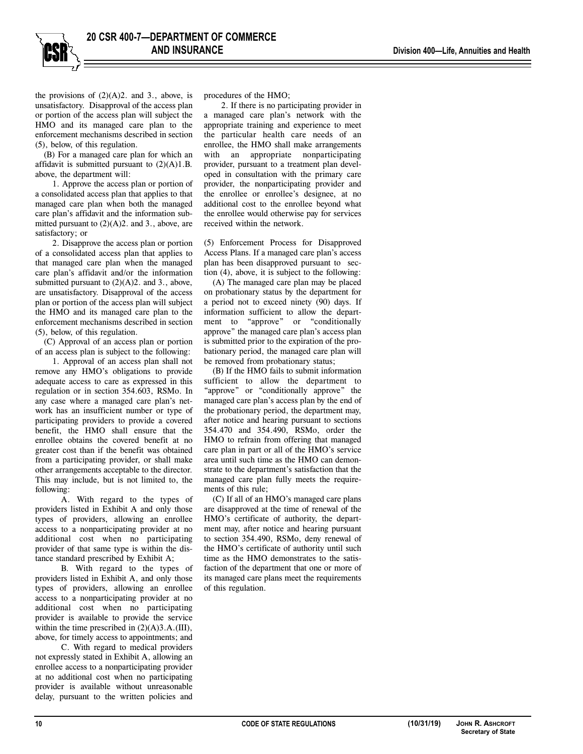the provisions of (2)(A)2. and 3., above, is unsatisfactory. Disapproval of the access plan or portion of the access plan will subject the HMO and its managed care plan to the enforcement mechanisms described in section (5), below, of this regulation.

(B) For a managed care plan for which an affidavit is submitted pursuant to (2)(A)1.B. above, the department will:

1. Approve the access plan or portion of a consolidated access plan that applies to that managed care plan when both the managed care plan's affidavit and the information submitted pursuant to (2)(A)2. and 3., above, are satisfactory; or

2. Disapprove the access plan or portion of a consolidated access plan that applies to that managed care plan when the managed care plan's affidavit and/or the information submitted pursuant to (2)(A)2. and 3., above, are unsatisfactory. Disapproval of the access plan or portion of the access plan will subject the HMO and its managed care plan to the enforcement mechanisms described in section (5), below, of this regulation.

(C) Approval of an access plan or portion of an access plan is subject to the following:

1. Approval of an access plan shall not remove any HMO's obligations to provide adequate access to care as expressed in this regulation or in section 354.603, RSMo. In any case where a managed care plan's network has an insufficient number or type of participating providers to provide a covered benefit, the HMO shall ensure that the enrollee obtains the covered benefit at no greater cost than if the benefit was obtained from a participating provider, or shall make other arrangements acceptable to the director. This may include, but is not limited to, the following:

A. With regard to the types of providers listed in Exhibit A and only those types of providers, allowing an enrollee access to a nonparticipating provider at no additional cost when no participating provider of that same type is within the distance standard prescribed by Exhibit A;

B. With regard to the types of providers listed in Exhibit A, and only those types of providers, allowing an enrollee access to a nonparticipating provider at no additional cost when no participating provider is available to provide the service within the time prescribed in (2)(A)3.A.(III), above, for timely access to appointments; and

C. With regard to medical providers not expressly stated in Exhibit A, allowing an enrollee access to a nonparticipating provider at no additional cost when no participating provider is available without unreasonable delay, pursuant to the written policies and procedures of the HMO;

2. If there is no participating provider in a managed care plan's network with the appropriate training and experience to meet the particular health care needs of an enrollee, the HMO shall make arrangements with an appropriate nonparticipating provider, pursuant to a treatment plan developed in consultation with the primary care provider, the nonparticipating provider and the enrollee or enrollee's designee, at no additional cost to the enrollee beyond what the enrollee would otherwise pay for services received within the network.

(5) Enforcement Process for Disapproved Access Plans. If a managed care plan's access plan has been disapproved pursuant to section (4), above, it is subject to the following:

(A) The managed care plan may be placed on probationary status by the department for a period not to exceed ninety (90) days. If information sufficient to allow the department to "approve" or "conditionally approve" the managed care plan's access plan is submitted prior to the expiration of the probationary period, the managed care plan will be removed from probationary status;

(B) If the HMO fails to submit information sufficient to allow the department to "approve" or "conditionally approve" the managed care plan's access plan by the end of the probationary period, the department may, after notice and hearing pursuant to sections 354.470 and 354.490, RSMo, order the HMO to refrain from offering that managed care plan in part or all of the HMO's service area until such time as the HMO can demonstrate to the department's satisfaction that the managed care plan fully meets the requirements of this rule;

(C) If all of an HMO's managed care plans are disapproved at the time of renewal of the HMO's certificate of authority, the department may, after notice and hearing pursuant to section 354.490, RSMo, deny renewal of the HMO's certificate of authority until such time as the HMO demonstrates to the satisfaction of the department that one or more of its managed care plans meet the requirements of this regulation.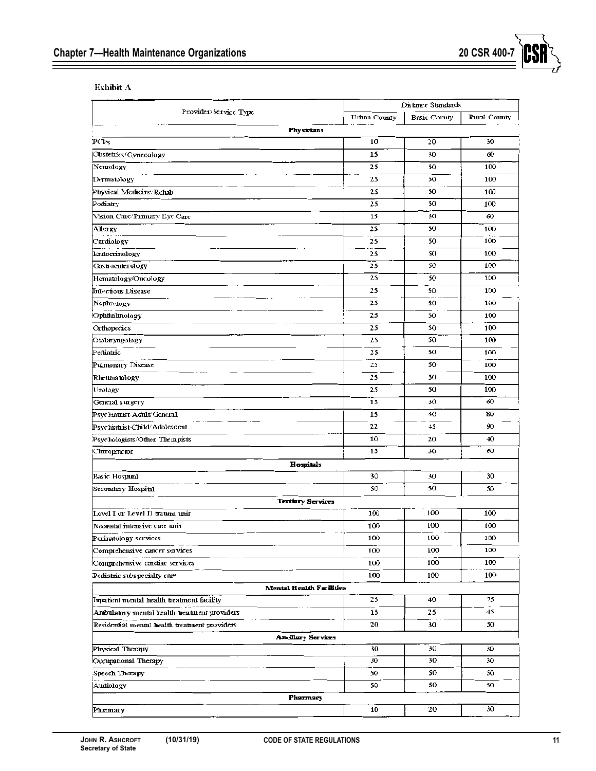Exhibit A

| Provider/Service Type | Distance Standards | | |
|---|---|---|---|
| | Urban County | Basic County | Rural County |
| **Physicians** | | | |
| PCPs | 10 | 20 | 30 |
| Obstetrics/Gynecology | 15 | 30 | 60 |
| Neurology | 25 | 50 | 100 |
| Dermatology | 25 | 50 | 100 |
| Physical Medicine/Rehab | 25 | 50 | 100 |
| Podiatry | 25 | 50 | 100 |
| Vision Care/Primary Eye Care | 15 | 30 | 60 |
| Allergy | 25 | 50 | 100 |
| Cardiology | 25 | 50 | 100 |
| Endocrinology | 25 | 50 | 100 |
| Gastroenterology | 25 | 50 | 100 |
| Hematology/Oncology | 25 | 50 | 100 |
| Infectious Disease | 25 | 50 | 100 |
| Nephrology | 25 | 50 | 100 |
| Ophthalmology | 25 | 50 | 100 |
| Orthopedics | 25 | 50 | 100 |
| Otolaryngology | 25 | 50 | 100 |
| Pediatric | 25 | 50 | 100 |
| Pulmonary Disease | 25 | 50 | 100 |
| Rheumatology | 25 | 50 | 100 |
| Urology | 25 | 50 | 100 |
| General surgery | 15 | 30 | 60 |
| Psychiatrist-Adult/General | 15 | 40 | 80 |
| Psychiatrist-Child/Adolescent | 22 | 45 | 90 |
| Psychologists/Other Therapists | 10 | 20 | 40 |
| Chiropractor | 15 | 30 | 60 |
| **Hospitals** | | | |
| Basic Hospital | 30 | 30 | 30 |
| Secondary Hospital | 50 | 50 | 50 |
| **Tertiary Services** | | | |
| Level I or Level II trauma unit | 100 | 100 | 100 |
| Neonatal intensive care unit | 100 | 100 | 100 |
| Perinatology services | 100 | 100 | 100 |
| Comprehensive cancer services | 100 | 100 | 100 |
| Comprehensive cardiac services | 100 | 100 | 100 |
| Pediatric subspecialty care | 100 | 100 | 100 |
| **Mental Health Facilities** | | | |
| Inpatient mental health treatment facility | 25 | 40 | 75 |
| Ambulatory mental health treatment providers | 15 | 25 | 45 |
| Residential mental health treatment providers | 20 | 30 | 50 |
| **Ancillary Services** | | | |
| Physical Therapy | 30 | 30 | 30 |
| Occupational Therapy | 30 | 30 | 30 |
| Speech Therapy | 50 | 50 | 50 |
| Audiology | 50 | 50 | 50 |
| **Pharmacy** | | | |
| Pharmacy | 10 | 20 | 30 |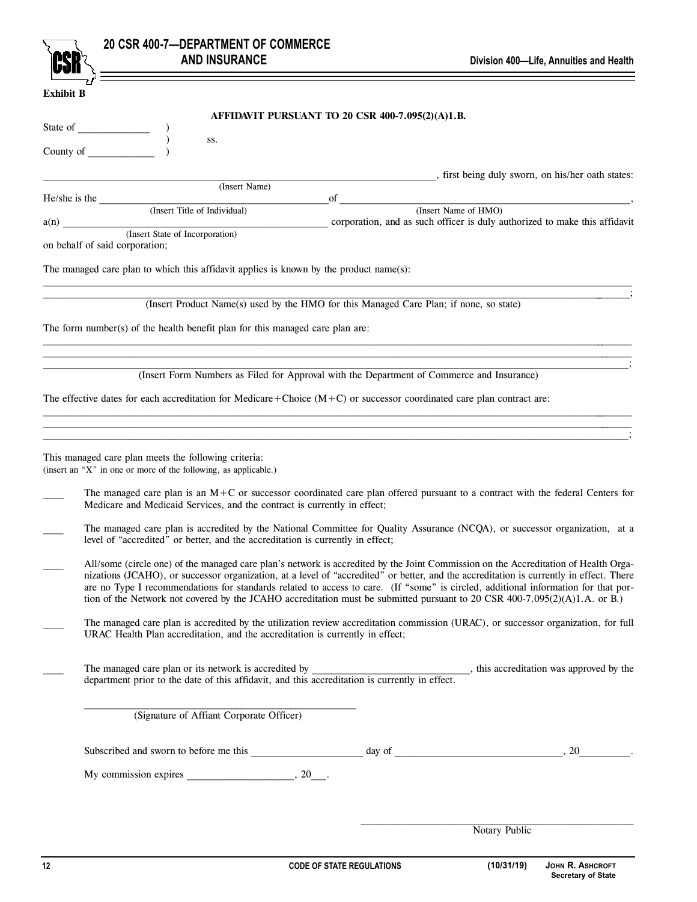**Exhibit B**

**AFFIDAVIT PURSUANT TO 20 CSR 400-7.095(2)(A)1.B.**

State of _____________ )
) ss.
County of ____________ )

_____________________________________________, first being duly sworn, on his/her oath states:
(Insert Name)

He/she is the ______________________________ of ______________________________,
(Insert Title of Individual) (Insert Name of HMO)

a(n) ______________________________ corporation, and as such officer is duly authorized to make this affidavit
(Insert State of Incorporation)

on behalf of said corporation;

The managed care plan to which this affidavit applies is known by the product name(s):

______________________________________________________________________________

______________________________________________________________________________;
(Insert Product Name(s) used by the HMO for this Managed Care Plan; if none, so state)

The form number(s) of the health benefit plan for this managed care plan are:

______________________________________________________________________________

______________________________________________________________________________

______________________________________________________________________________;
(Insert Form Numbers as Filed for Approval with the Department of Commerce and Insurance)

The effective dates for each accreditation for Medicare+Choice (M+C) or successor coordinated care plan contract are:

______________________________________________________________________________

______________________________________________________________________________

______________________________________________________________________________;

This managed care plan meets the following criteria:
(insert an "X" in one or more of the following, as applicable.)

____ The managed care plan is an M+C or successor coordinated care plan offered pursuant to a contract with the federal Centers for Medicare and Medicaid Services, and the contract is currently in effect;

____ The managed care plan is accredited by the National Committee for Quality Assurance (NCQA), or successor organization, at a level of "accredited" or better, and the accreditation is currently in effect;

____ All/some (circle one) of the managed care plan's network is accredited by the Joint Commission on the Accreditation of Health Organizations (JCAHO), or successor organization, at a level of "accredited" or better, and the accreditation is currently in effect. There are no Type I recommendations for standards related to access to care. (If "some" is circled, additional information for that portion of the Network not covered by the JCAHO accreditation must be submitted pursuant to 20 CSR 400-7.095(2)(A)1.A. or B.)

____ The managed care plan is accredited by the utilization review accreditation commission (URAC), or successor organization, for full URAC Health Plan accreditation, and the accreditation is currently in effect;

____ The managed care plan or its network is accredited by ____________________________, this accreditation was approved by the department prior to the date of this affidavit, and this accreditation is currently in effect.

______________________________________________
(Signature of Affiant Corporate Officer)

Subscribed and sworn to before me this ____________________ day of ______________________________, 20_________.

My commission expires ____________________, 20___.

______________________________________________
Notary Public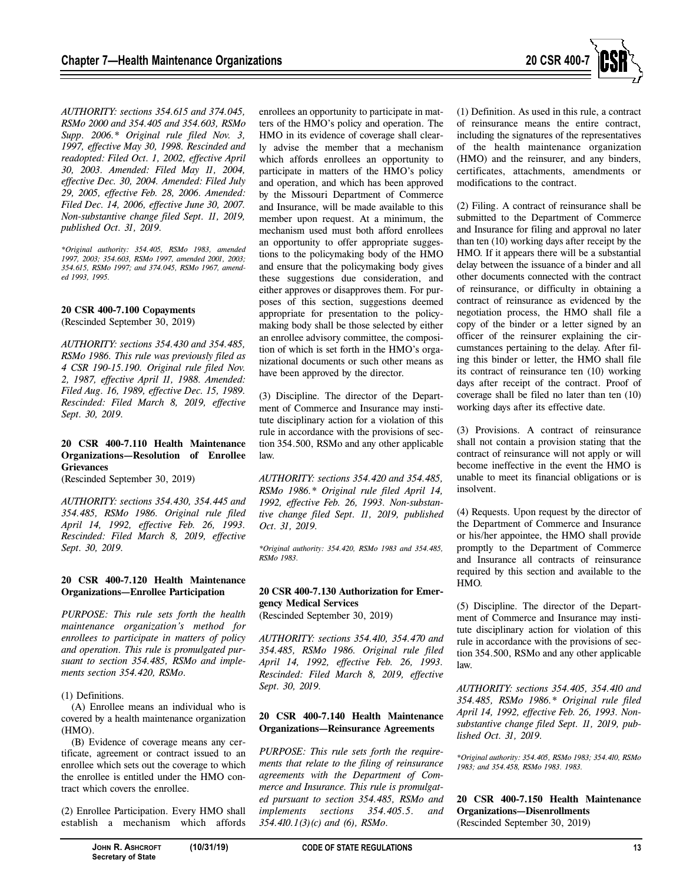*AUTHORITY: sections 354.615 and 374.045, RSMo 2000 and 354.405 and 354.603, RSMo Supp. 2006.\* Original rule filed Nov. 3, 1997, effective May 30, 1998. Rescinded and readopted: Filed Oct. 1, 2002, effective April 30, 2003. Amended: Filed May 11, 2004, effective Dec. 30, 2004. Amended: Filed July 29, 2005, effective Feb. 28, 2006. Amended: Filed Dec. 14, 2006, effective June 30, 2007. Non-substantive change filed Sept. 11, 2019, published Oct. 31, 2019.*

*\*Original authority: 354.405, RSMo 1983, amended 1997, 2003; 354.603, RSMo 1997, amended 2001, 2003; 354.615, RSMo 1997; and 374.045, RSMo 1967, amended 1993, 1995.*

**20 CSR 400-7.100 Copayments**
(Rescinded September 30, 2019)

*AUTHORITY: sections 354.430 and 354.485, RSMo 1986. This rule was previously filed as 4 CSR 190-15.190. Original rule filed Nov. 2, 1987, effective April 11, 1988. Amended: Filed Aug. 16, 1989, effective Dec. 15, 1989. Rescinded: Filed March 8, 2019, effective Sept. 30, 2019.*

**20 CSR 400-7.110 Health Maintenance Organizations—Resolution of Enrollee Grievances**
(Rescinded September 30, 2019)

*AUTHORITY: sections 354.430, 354.445 and 354.485, RSMo 1986. Original rule filed April 14, 1992, effective Feb. 26, 1993. Rescinded: Filed March 8, 2019, effective Sept. 30, 2019.*

**20 CSR 400-7.120 Health Maintenance Organizations—Enrollee Participation**

*PURPOSE: This rule sets forth the health maintenance organization's method for enrollees to participate in matters of policy and operation. This rule is promulgated pursuant to section 354.485, RSMo and implements section 354.420, RSMo.*

(1) Definitions.

(A) Enrollee means an individual who is covered by a health maintenance organization (HMO).

(B) Evidence of coverage means any certificate, agreement or contract issued to an enrollee which sets out the coverage to which the enrollee is entitled under the HMO contract which covers the enrollee.

(2) Enrollee Participation. Every HMO shall establish a mechanism which affords enrollees an opportunity to participate in matters of the HMO's policy and operation. The HMO in its evidence of coverage shall clearly advise the member that a mechanism which affords enrollees an opportunity to participate in matters of the HMO's policy and operation, and which has been approved by the Missouri Department of Commerce and Insurance, will be made available to this member upon request. At a minimum, the mechanism used must both afford enrollees an opportunity to offer appropriate suggestions to the policymaking body of the HMO and ensure that the policymaking body gives these suggestions due consideration, and either approves or disapproves them. For purposes of this section, suggestions deemed appropriate for presentation to the policymaking body shall be those selected by either an enrollee advisory committee, the composition of which is set forth in the HMO's organizational documents or such other means as have been approved by the director.

(3) Discipline. The director of the Department of Commerce and Insurance may institute disciplinary action for a violation of this rule in accordance with the provisions of section 354.500, RSMo and any other applicable law.

*AUTHORITY: sections 354.420 and 354.485, RSMo 1986.\* Original rule filed April 14, 1992, effective Feb. 26, 1993. Non-substantive change filed Sept. 11, 2019, published Oct. 31, 2019.*

*\*Original authority: 354.420, RSMo 1983 and 354.485, RSMo 1983.*

**20 CSR 400-7.130 Authorization for Emergency Medical Services**
(Rescinded September 30, 2019)

*AUTHORITY: sections 354.410, 354.470 and 354.485, RSMo 1986. Original rule filed April 14, 1992, effective Feb. 26, 1993. Rescinded: Filed March 8, 2019, effective Sept. 30, 2019.*

**20 CSR 400-7.140 Health Maintenance Organizations—Reinsurance Agreements**

*PURPOSE: This rule sets forth the requirements that relate to the filing of reinsurance agreements with the Department of Commerce and Insurance. This rule is promulgated pursuant to section 354.485, RSMo and implements sections 354.405.5. and 354.410.1(3)(c) and (6), RSMo.*

(1) Definition. As used in this rule, a contract of reinsurance means the entire contract, including the signatures of the representatives of the health maintenance organization (HMO) and the reinsurer, and any binders, certificates, attachments, amendments or modifications to the contract.

(2) Filing. A contract of reinsurance shall be submitted to the Department of Commerce and Insurance for filing and approval no later than ten (10) working days after receipt by the HMO. If it appears there will be a substantial delay between the issuance of a binder and all other documents connected with the contract of reinsurance, or difficulty in obtaining a contract of reinsurance as evidenced by the negotiation process, the HMO shall file a copy of the binder or a letter signed by an officer of the reinsurer explaining the circumstances pertaining to the delay. After filing this binder or letter, the HMO shall file its contract of reinsurance ten (10) working days after receipt of the contract. Proof of coverage shall be filed no later than ten (10) working days after its effective date.

(3) Provisions. A contract of reinsurance shall not contain a provision stating that the contract of reinsurance will not apply or will become ineffective in the event the HMO is unable to meet its financial obligations or is insolvent.

(4) Requests. Upon request by the director of the Department of Commerce and Insurance or his/her appointee, the HMO shall provide promptly to the Department of Commerce and Insurance all contracts of reinsurance required by this section and available to the HMO.

(5) Discipline. The director of the Department of Commerce and Insurance may institute disciplinary action for violation of this rule in accordance with the provisions of section 354.500, RSMo and any other applicable law.

*AUTHORITY: sections 354.405, 354.410 and 354.485, RSMo 1986.\* Original rule filed April 14, 1992, effective Feb. 26, 1993. Non-substantive change filed Sept. 11, 2019, published Oct. 31, 2019.*

*\*Original authority: 354.405, RSMo 1983; 354.410, RSMo 1983; and 354.458, RSMo 1983. 1983.*

**20 CSR 400-7.150 Health Maintenance Organizations—Disenrollments**
(Rescinded September 30, 2019)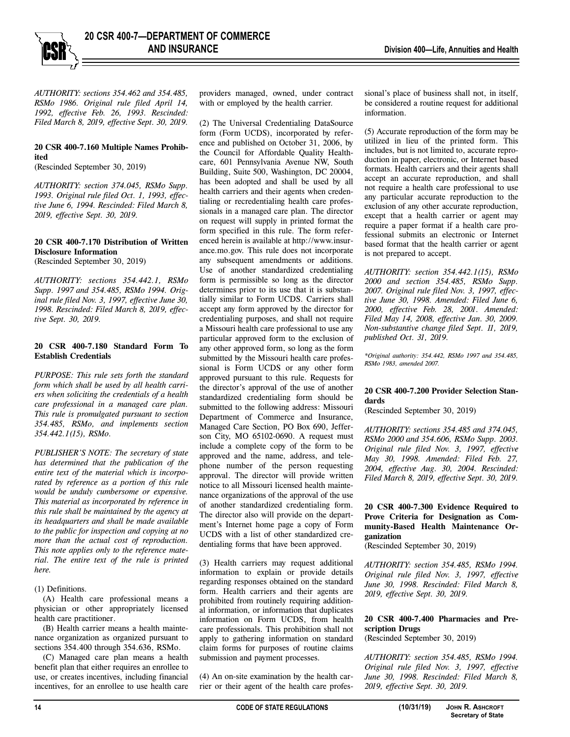*AUTHORITY: sections 354.462 and 354.485, RSMo 1986. Original rule filed April 14, 1992, effective Feb. 26, 1993. Rescinded: Filed March 8, 2019, effective Sept. 30, 2019.*

**20 CSR 400-7.160 Multiple Names Prohibited**
(Rescinded September 30, 2019)

*AUTHORITY: section 374.045, RSMo Supp. 1993. Original rule filed Oct. 1, 1993, effective June 6, 1994. Rescinded: Filed March 8, 2019, effective Sept. 30, 2019.*

**20 CSR 400-7.170 Distribution of Written Disclosure Information**
(Rescinded September 30, 2019)

*AUTHORITY: sections 354.442.1, RSMo Supp. 1997 and 354.485, RSMo 1994. Original rule filed Nov. 3, 1997, effective June 30, 1998. Rescinded: Filed March 8, 2019, effective Sept. 30, 2019.*

**20 CSR 400-7.180 Standard Form To Establish Credentials**

*PURPOSE: This rule sets forth the standard form which shall be used by all health carriers when soliciting the credentials of a health care professional in a managed care plan. This rule is promulgated pursuant to section 354.485, RSMo, and implements section 354.442.1(15), RSMo.*

*PUBLISHER'S NOTE: The secretary of state has determined that the publication of the entire text of the material which is incorporated by reference as a portion of this rule would be unduly cumbersome or expensive. This material as incorporated by reference in this rule shall be maintained by the agency at its headquarters and shall be made available to the public for inspection and copying at no more than the actual cost of reproduction. This note applies only to the reference material. The entire text of the rule is printed here.*

(1) Definitions.

(A) Health care professional means a physician or other appropriately licensed health care practitioner.

(B) Health carrier means a health maintenance organization as organized pursuant to sections 354.400 through 354.636, RSMo.

(C) Managed care plan means a health benefit plan that either requires an enrollee to use, or creates incentives, including financial incentives, for an enrollee to use health care providers managed, owned, under contract with or employed by the health carrier.

(2) The Universal Credentialing DataSource form (Form UCDS), incorporated by reference and published on October 31, 2006, by the Council for Affordable Quality Healthcare, 601 Pennsylvania Avenue NW, South Building, Suite 500, Washington, DC 20004, has been adopted and shall be used by all health carriers and their agents when credentialing or recredentialing health care professionals in a managed care plan. The director on request will supply in printed format the form specified in this rule. The form referenced herein is available at http://www.insurance.mo.gov. This rule does not incorporate any subsequent amendments or additions. Use of another standardized credentialing form is permissible so long as the director determines prior to its use that it is substantially similar to Form UCDS. Carriers shall accept any form approved by the director for credentialing purposes, and shall not require a Missouri health care professional to use any particular approved form to the exclusion of any other approved form, so long as the form submitted by the Missouri health care professional is Form UCDS or any other form approved pursuant to this rule. Requests for the director's approval of the use of another standardized credentialing form should be submitted to the following address: Missouri Department of Commerce and Insurance, Managed Care Section, PO Box 690, Jefferson City, MO 65102-0690. A request must include a complete copy of the form to be approved and the name, address, and telephone number of the person requesting approval. The director will provide written notice to all Missouri licensed health maintenance organizations of the approval of the use of another standardized credentialing form. The director also will provide on the department's Internet home page a copy of Form UCDS with a list of other standardized credentialing forms that have been approved.

(3) Health carriers may request additional information to explain or provide details regarding responses obtained on the standard form. Health carriers and their agents are prohibited from routinely requiring additional information, or information that duplicates information on Form UCDS, from health care professionals. This prohibition shall not apply to gathering information on standard claim forms for purposes of routine claims submission and payment processes.

(4) An on-site examination by the health carrier or their agent of the health care professional's place of business shall not, in itself, be considered a routine request for additional information.

(5) Accurate reproduction of the form may be utilized in lieu of the printed form. This includes, but is not limited to, accurate reproduction in paper, electronic, or Internet based formats. Health carriers and their agents shall accept an accurate reproduction, and shall not require a health care professional to use any particular accurate reproduction to the exclusion of any other accurate reproduction, except that a health carrier or agent may require a paper format if a health care professional submits an electronic or Internet based format that the health carrier or agent is not prepared to accept.

*AUTHORITY: section 354.442.1(15), RSMo 2000 and section 354.485, RSMo Supp. 2007. Original rule filed Nov. 3, 1997, effective June 30, 1998. Amended: Filed June 6, 2000, effective Feb. 28, 2001. Amended: Filed May 14, 2008, effective Jan. 30, 2009. Non-substantive change filed Sept. 11, 2019, published Oct. 31, 2019.*

*\*Original authority: 354.442, RSMo 1997 and 354.485, RSMo 1983, amended 2007.*

**20 CSR 400-7.200 Provider Selection Standards**
(Rescinded September 30, 2019)

*AUTHORITY: sections 354.485 and 374.045, RSMo 2000 and 354.606, RSMo Supp. 2003. Original rule filed Nov. 3, 1997, effective May 30, 1998. Amended: Filed Feb. 27, 2004, effective Aug. 30, 2004. Rescinded: Filed March 8, 2019, effective Sept. 30, 2019.*

**20 CSR 400-7.300 Evidence Required to Prove Criteria for Designation as Community-Based Health Maintenance Organization**
(Rescinded September 30, 2019)

*AUTHORITY: section 354.485, RSMo 1994. Original rule filed Nov. 3, 1997, effective June 30, 1998. Rescinded: Filed March 8, 2019, effective Sept. 30, 2019.*

**20 CSR 400-7.400 Pharmacies and Prescription Drugs**
(Rescinded September 30, 2019)

*AUTHORITY: section 354.485, RSMo 1994. Original rule filed Nov. 3, 1997, effective June 30, 1998. Rescinded: Filed March 8, 2019, effective Sept. 30, 2019.*